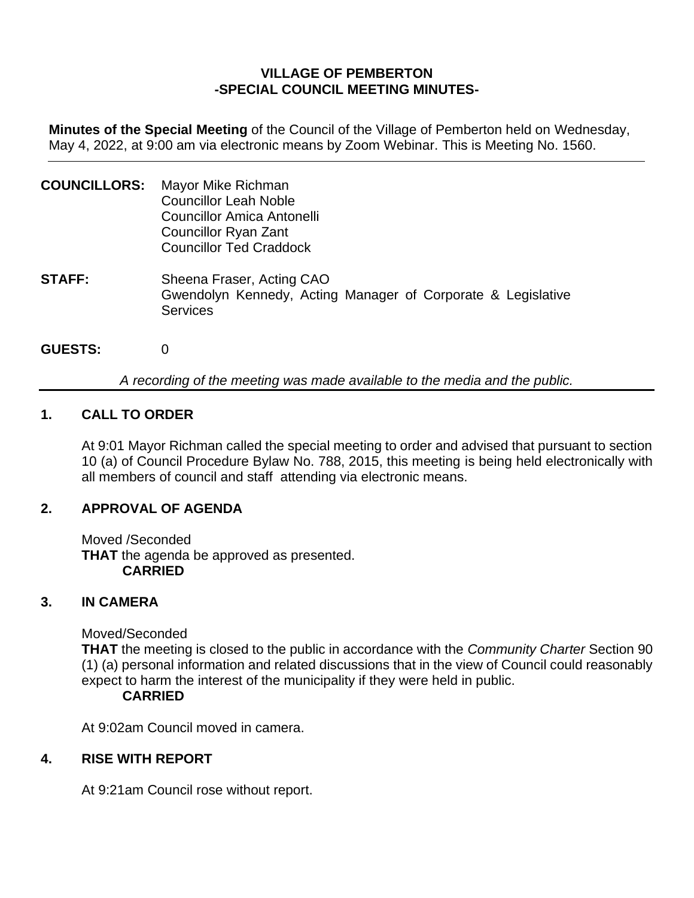# VILLAGE OF PEMBERTON
## -SPECIAL COUNCIL MEETING MINUTES-

**Minutes of the Special Meeting** of the Council of the Village of Pemberton held on Wednesday, May 4, 2022, at 9:00 am via electronic means by Zoom Webinar. This is Meeting No. 1560.

---

**COUNCILLORS:** Mayor Mike Richman
Councillor Leah Noble
Councillor Amica Antonelli
Councillor Ryan Zant
Councillor Ted Craddock

**STAFF:** Sheena Fraser, Acting CAO
Gwendolyn Kennedy, Acting Manager of Corporate & Legislative Services

**GUESTS:** 0

*A recording of the meeting was made available to the media and the public.*

---

### 1. CALL TO ORDER

At 9:01 Mayor Richman called the special meeting to order and advised that pursuant to section 10 (a) of Council Procedure Bylaw No. 788, 2015, this meeting is being held electronically with all members of council and staff attending via electronic means.

### 2. APPROVAL OF AGENDA

Moved /Seconded
**THAT** the agenda be approved as presented.
**CARRIED**

### 3. IN CAMERA

Moved/Seconded
**THAT** the meeting is closed to the public in accordance with the *Community Charter* Section 90 (1) (a) personal information and related discussions that in the view of Council could reasonably expect to harm the interest of the municipality if they were held in public.
**CARRIED**

At 9:02am Council moved in camera.

### 4. RISE WITH REPORT

At 9:21am Council rose without report.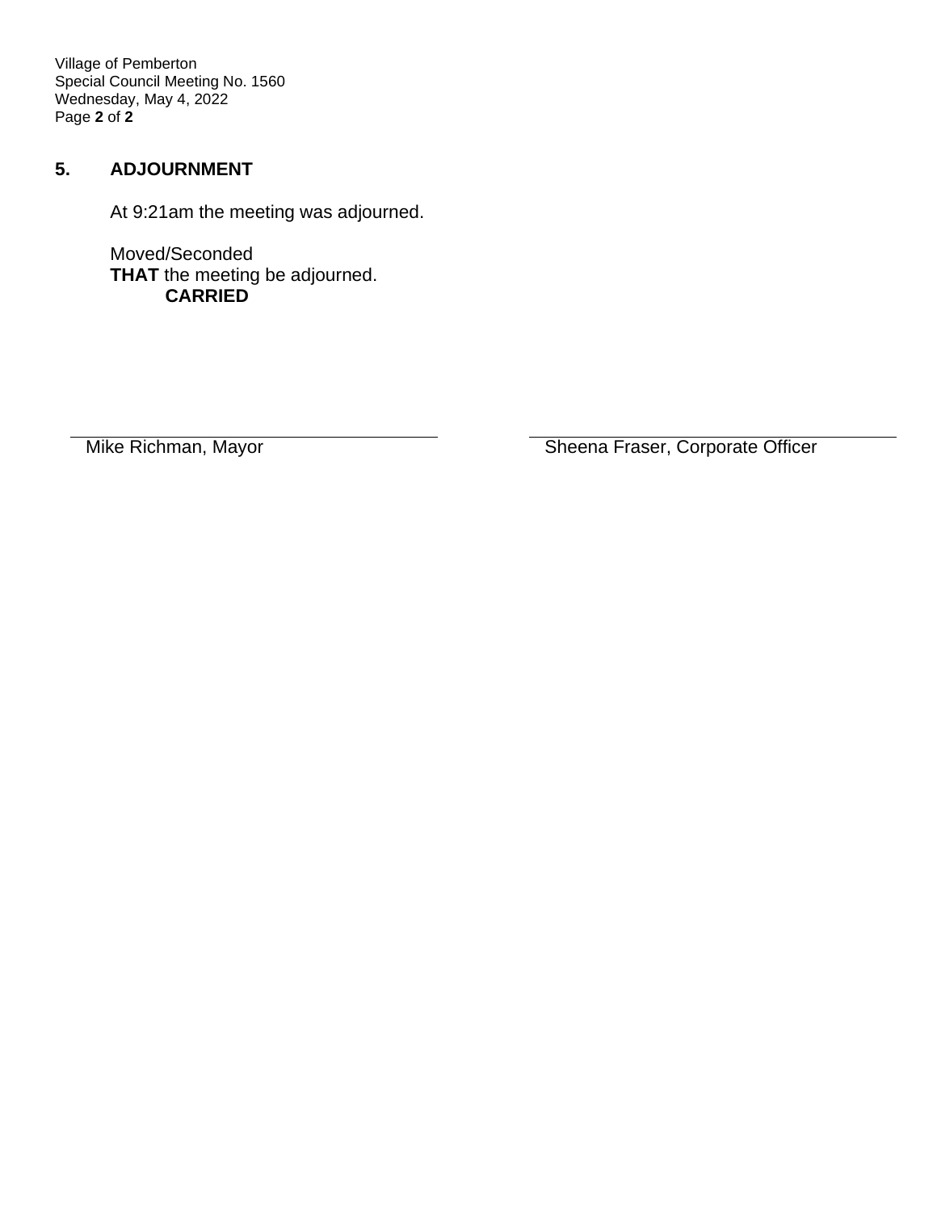## 5. ADJOURNMENT

At 9:21am the meeting was adjourned.

Moved/Seconded
**THAT** the meeting be adjourned.
**CARRIED**

Mike Richman, Mayor

Sheena Fraser, Corporate Officer